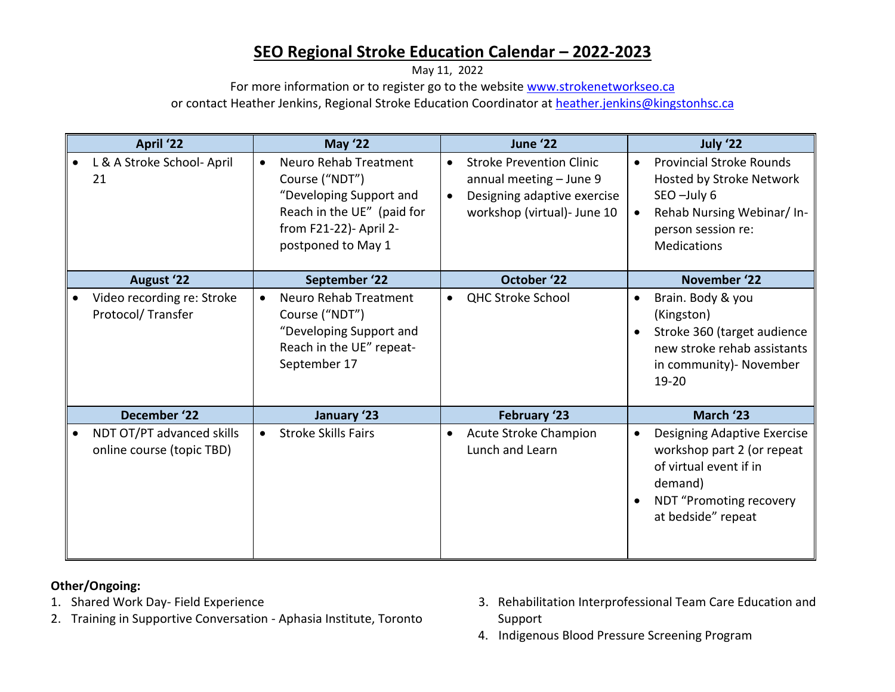# SEO Regional Stroke Education Calendar – 2022-2023

May 11, 2022

For more information or to register go to the website www.strokenetworkseo.ca

or contact Heather Jenkins, Regional Stroke Education Coordinator at heather.jenkins@kingstonhsc.ca

| April '22 | May '22 | June '22 | July '22 |
|---|---|---|---|
| • L & A Stroke School- April 21 | • Neuro Rehab Treatment Course ("NDT") "Developing Support and Reach in the UE" (paid for from F21-22)- April 2- postponed to May 1 | • Stroke Prevention Clinic annual meeting – June 9<br>• Designing adaptive exercise workshop (virtual)- June 10 | • Provincial Stroke Rounds Hosted by Stroke Network SEO –July 6<br>• Rehab Nursing Webinar/ In-person session re: Medications |
| **August '22** | **September '22** | **October '22** | **November '22** |
| • Video recording re: Stroke Protocol/ Transfer | • Neuro Rehab Treatment Course ("NDT") "Developing Support and Reach in the UE" repeat- September 17 | • QHC Stroke School | • Brain. Body & you (Kingston)<br>• Stroke 360 (target audience new stroke rehab assistants in community)- November 19-20 |
| **December '22** | **January '23** | **February '23** | **March '23** |
| • NDT OT/PT advanced skills online course (topic TBD) | • Stroke Skills Fairs | • Acute Stroke Champion Lunch and Learn | • Designing Adaptive Exercise workshop part 2 (or repeat of virtual event if in demand)<br>• NDT "Promoting recovery at bedside" repeat |

**Other/Ongoing:**

1. Shared Work Day- Field Experience
2. Training in Supportive Conversation - Aphasia Institute, Toronto
3. Rehabilitation Interprofessional Team Care Education and Support
4. Indigenous Blood Pressure Screening Program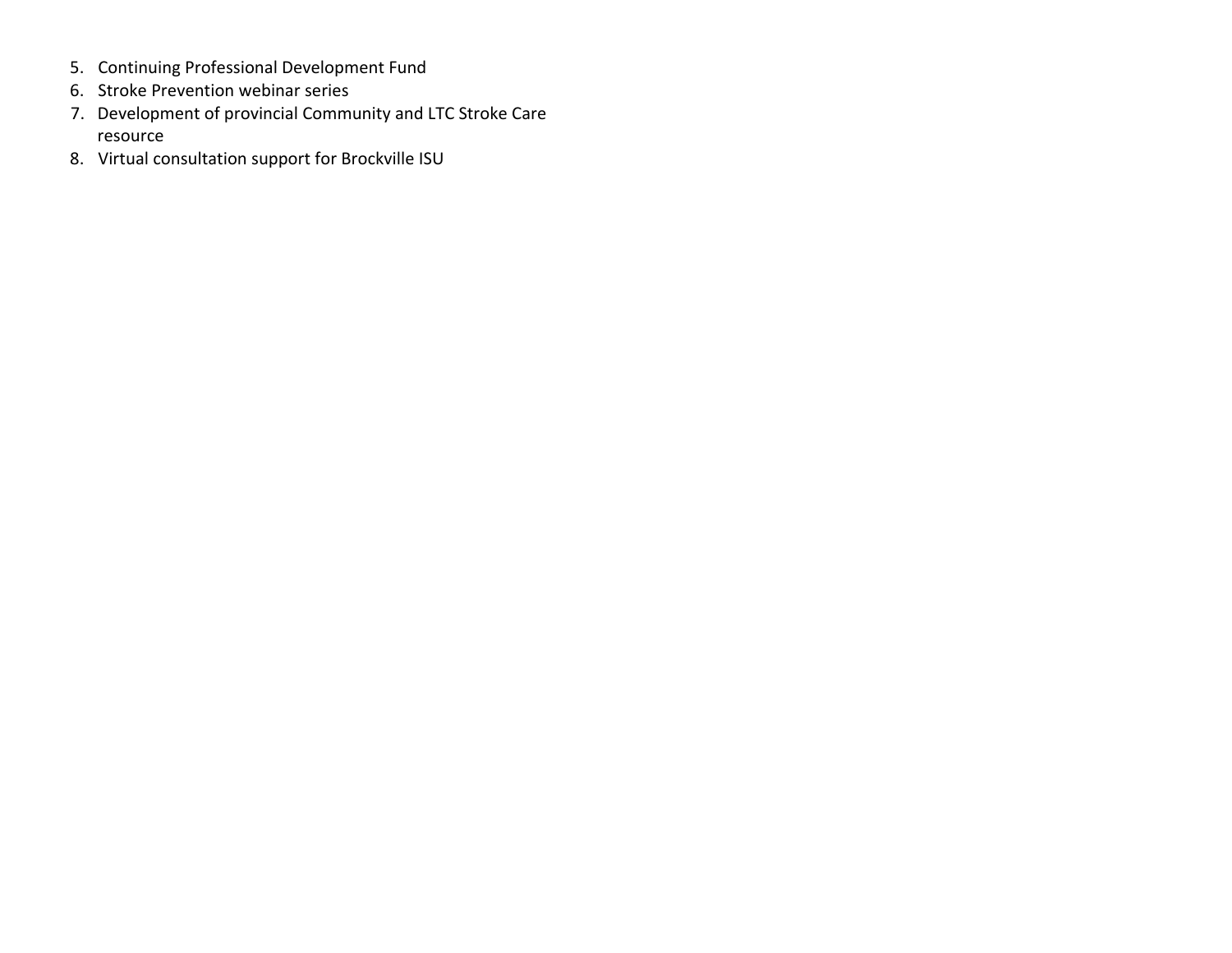5. Continuing Professional Development Fund
6. Stroke Prevention webinar series
7. Development of provincial Community and LTC Stroke Care resource
8. Virtual consultation support for Brockville ISU